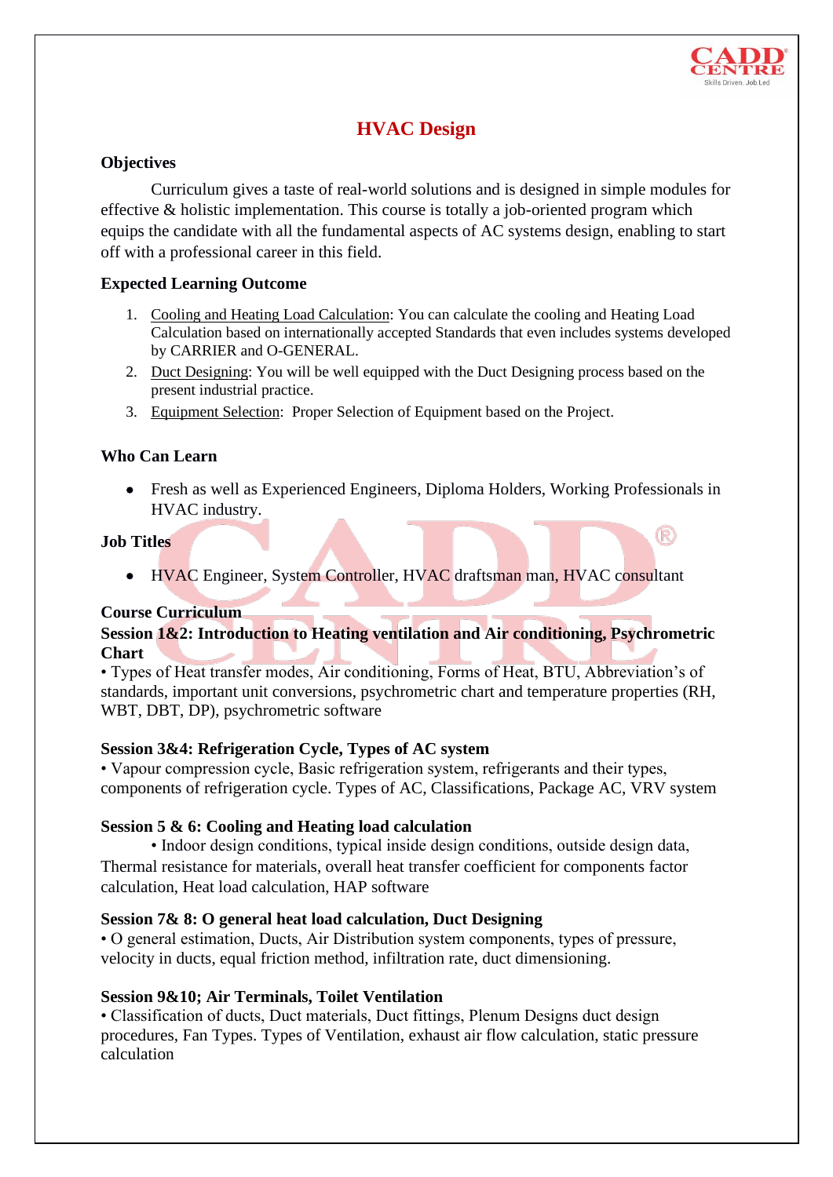# HVAC Design

## Objectives

Curriculum gives a taste of real-world solutions and is designed in simple modules for effective & holistic implementation. This course is totally a job-oriented program which equips the candidate with all the fundamental aspects of AC systems design, enabling to start off with a professional career in this field.

## Expected Learning Outcome

1. Cooling and Heating Load Calculation: You can calculate the cooling and Heating Load Calculation based on internationally accepted Standards that even includes systems developed by CARRIER and O-GENERAL.
2. Duct Designing: You will be well equipped with the Duct Designing process based on the present industrial practice.
3. Equipment Selection: Proper Selection of Equipment based on the Project.

## Who Can Learn

- Fresh as well as Experienced Engineers, Diploma Holders, Working Professionals in HVAC industry.

## Job Titles

- HVAC Engineer, System Controller, HVAC draftsman man, HVAC consultant

## Course Curriculum

### Session 1&2: Introduction to Heating ventilation and Air conditioning, Psychrometric Chart

• Types of Heat transfer modes, Air conditioning, Forms of Heat, BTU, Abbreviation's of standards, important unit conversions, psychrometric chart and temperature properties (RH, WBT, DBT, DP), psychrometric software

### Session 3&4: Refrigeration Cycle, Types of AC system

• Vapour compression cycle, Basic refrigeration system, refrigerants and their types, components of refrigeration cycle. Types of AC, Classifications, Package AC, VRV system

### Session 5 & 6: Cooling and Heating load calculation

• Indoor design conditions, typical inside design conditions, outside design data, Thermal resistance for materials, overall heat transfer coefficient for components factor calculation, Heat load calculation, HAP software

### Session 7& 8: O general heat load calculation, Duct Designing

• O general estimation, Ducts, Air Distribution system components, types of pressure, velocity in ducts, equal friction method, infiltration rate, duct dimensioning.

### Session 9&10; Air Terminals, Toilet Ventilation

• Classification of ducts, Duct materials, Duct fittings, Plenum Designs duct design procedures, Fan Types. Types of Ventilation, exhaust air flow calculation, static pressure calculation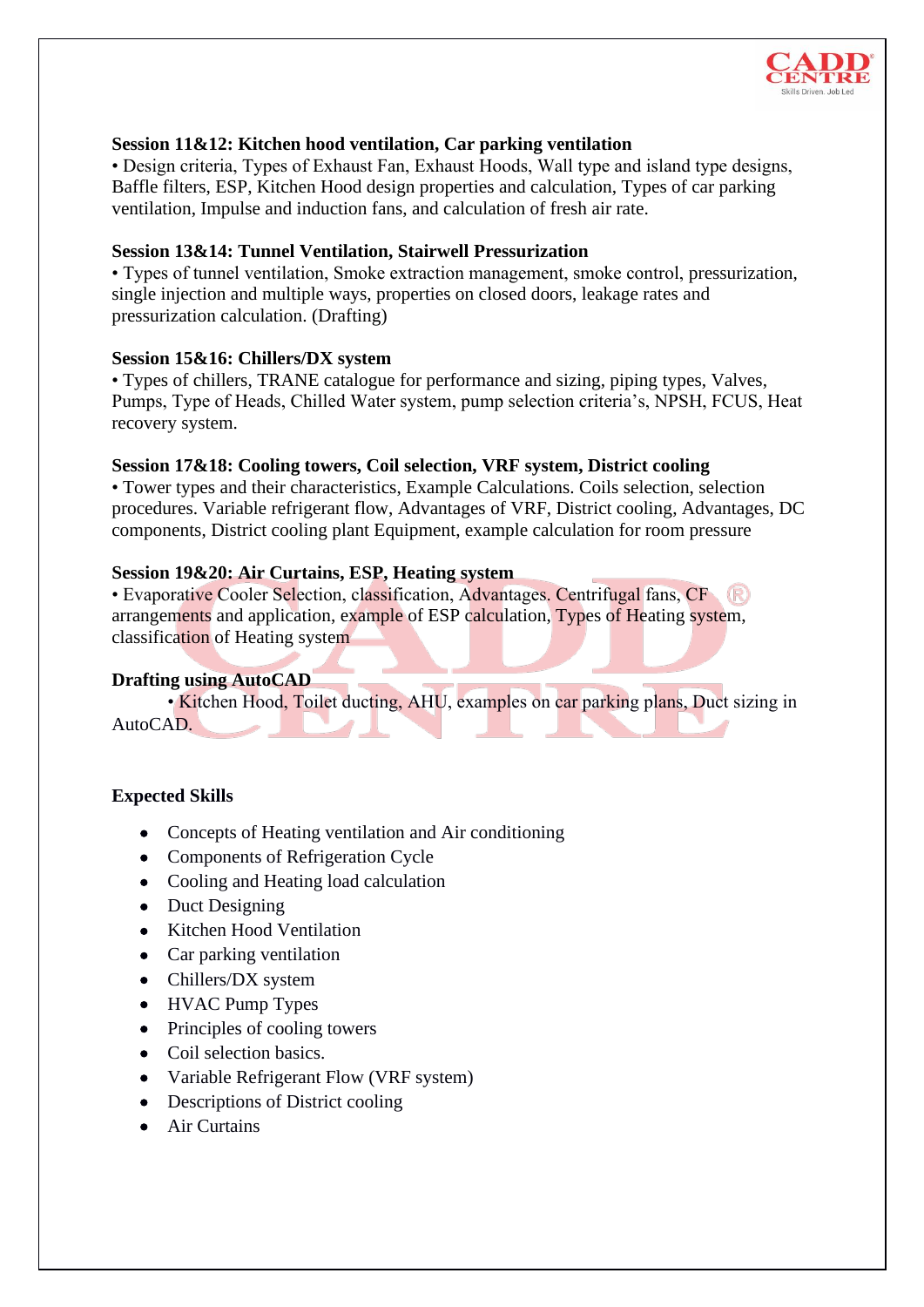**Session 11&12: Kitchen hood ventilation, Car parking ventilation**

• Design criteria, Types of Exhaust Fan, Exhaust Hoods, Wall type and island type designs, Baffle filters, ESP, Kitchen Hood design properties and calculation, Types of car parking ventilation, Impulse and induction fans, and calculation of fresh air rate.

**Session 13&14: Tunnel Ventilation, Stairwell Pressurization**

• Types of tunnel ventilation, Smoke extraction management, smoke control, pressurization, single injection and multiple ways, properties on closed doors, leakage rates and pressurization calculation. (Drafting)

**Session 15&16: Chillers/DX system**

• Types of chillers, TRANE catalogue for performance and sizing, piping types, Valves, Pumps, Type of Heads, Chilled Water system, pump selection criteria's, NPSH, FCUS, Heat recovery system.

**Session 17&18: Cooling towers, Coil selection, VRF system, District cooling**

• Tower types and their characteristics, Example Calculations. Coils selection, selection procedures. Variable refrigerant flow, Advantages of VRF, District cooling, Advantages, DC components, District cooling plant Equipment, example calculation for room pressure

**Session 19&20: Air Curtains, ESP, Heating system**

• Evaporative Cooler Selection, classification, Advantages. Centrifugal fans, CF arrangements and application, example of ESP calculation, Types of Heating system, classification of Heating system

**Drafting using AutoCAD**

• Kitchen Hood, Toilet ducting, AHU, examples on car parking plans, Duct sizing in AutoCAD.

**Expected Skills**

- Concepts of Heating ventilation and Air conditioning
- Components of Refrigeration Cycle
- Cooling and Heating load calculation
- Duct Designing
- Kitchen Hood Ventilation
- Car parking ventilation
- Chillers/DX system
- HVAC Pump Types
- Principles of cooling towers
- Coil selection basics.
- Variable Refrigerant Flow (VRF system)
- Descriptions of District cooling
- Air Curtains